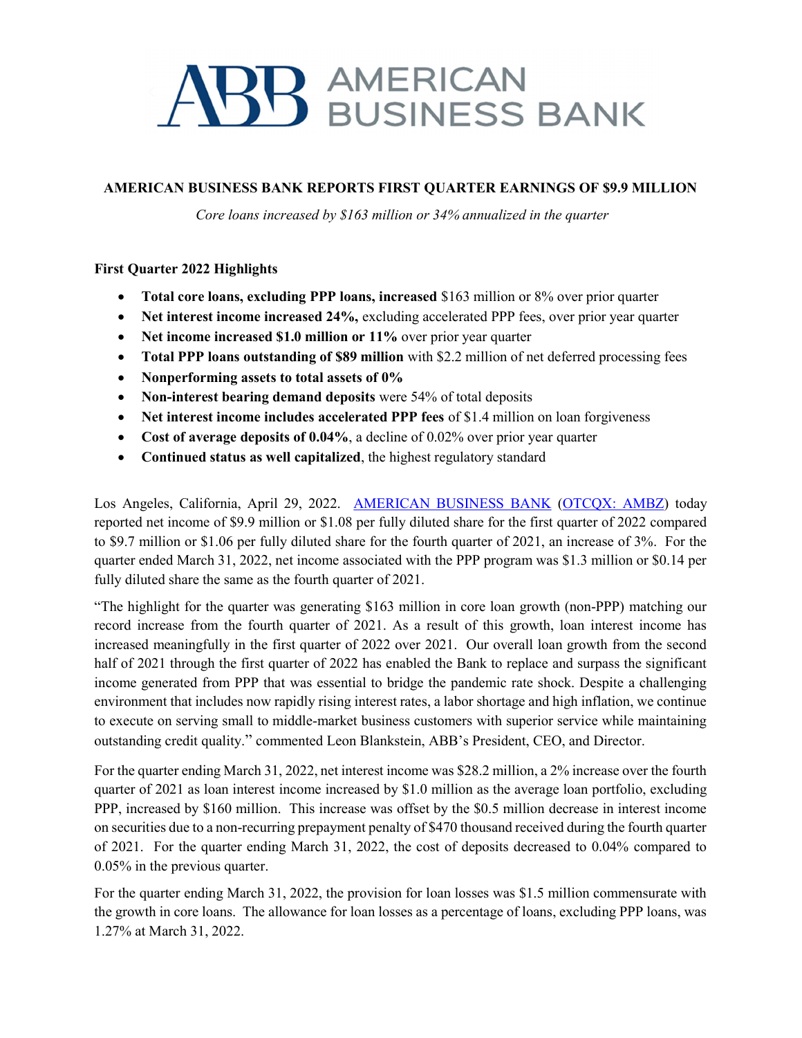# AMERICAN BUSINESS BANK

**AMERICAN BUSINESS BANK REPORTS FIRST QUARTER EARNINGS OF $9.9 MILLION**

*Core loans increased by $163 million or 34% annualized in the quarter*

**First Quarter 2022 Highlights**

- **Total core loans, excluding PPP loans, increased** $163 million or 8% over prior quarter
- **Net interest income increased 24%,** excluding accelerated PPP fees, over prior year quarter
- **Net income increased $1.0 million or 11%** over prior year quarter
- **Total PPP loans outstanding of $89 million** with $2.2 million of net deferred processing fees
- **Nonperforming assets to total assets of 0%**
- **Non-interest bearing demand deposits** were 54% of total deposits
- **Net interest income includes accelerated PPP fees** of $1.4 million on loan forgiveness
- **Cost of average deposits of 0.04%**, a decline of 0.02% over prior year quarter
- **Continued status as well capitalized**, the highest regulatory standard

Los Angeles, California, April 29, 2022. AMERICAN BUSINESS BANK (OTCQX: AMBZ) today reported net income of $9.9 million or $1.08 per fully diluted share for the first quarter of 2022 compared to $9.7 million or $1.06 per fully diluted share for the fourth quarter of 2021, an increase of 3%. For the quarter ended March 31, 2022, net income associated with the PPP program was $1.3 million or $0.14 per fully diluted share the same as the fourth quarter of 2021.

"The highlight for the quarter was generating $163 million in core loan growth (non-PPP) matching our record increase from the fourth quarter of 2021. As a result of this growth, loan interest income has increased meaningfully in the first quarter of 2022 over 2021. Our overall loan growth from the second half of 2021 through the first quarter of 2022 has enabled the Bank to replace and surpass the significant income generated from PPP that was essential to bridge the pandemic rate shock. Despite a challenging environment that includes now rapidly rising interest rates, a labor shortage and high inflation, we continue to execute on serving small to middle-market business customers with superior service while maintaining outstanding credit quality." commented Leon Blankstein, ABB's President, CEO, and Director.

For the quarter ending March 31, 2022, net interest income was $28.2 million, a 2% increase over the fourth quarter of 2021 as loan interest income increased by $1.0 million as the average loan portfolio, excluding PPP, increased by $160 million. This increase was offset by the $0.5 million decrease in interest income on securities due to a non-recurring prepayment penalty of $470 thousand received during the fourth quarter of 2021. For the quarter ending March 31, 2022, the cost of deposits decreased to 0.04% compared to 0.05% in the previous quarter.

For the quarter ending March 31, 2022, the provision for loan losses was $1.5 million commensurate with the growth in core loans. The allowance for loan losses as a percentage of loans, excluding PPP loans, was 1.27% at March 31, 2022.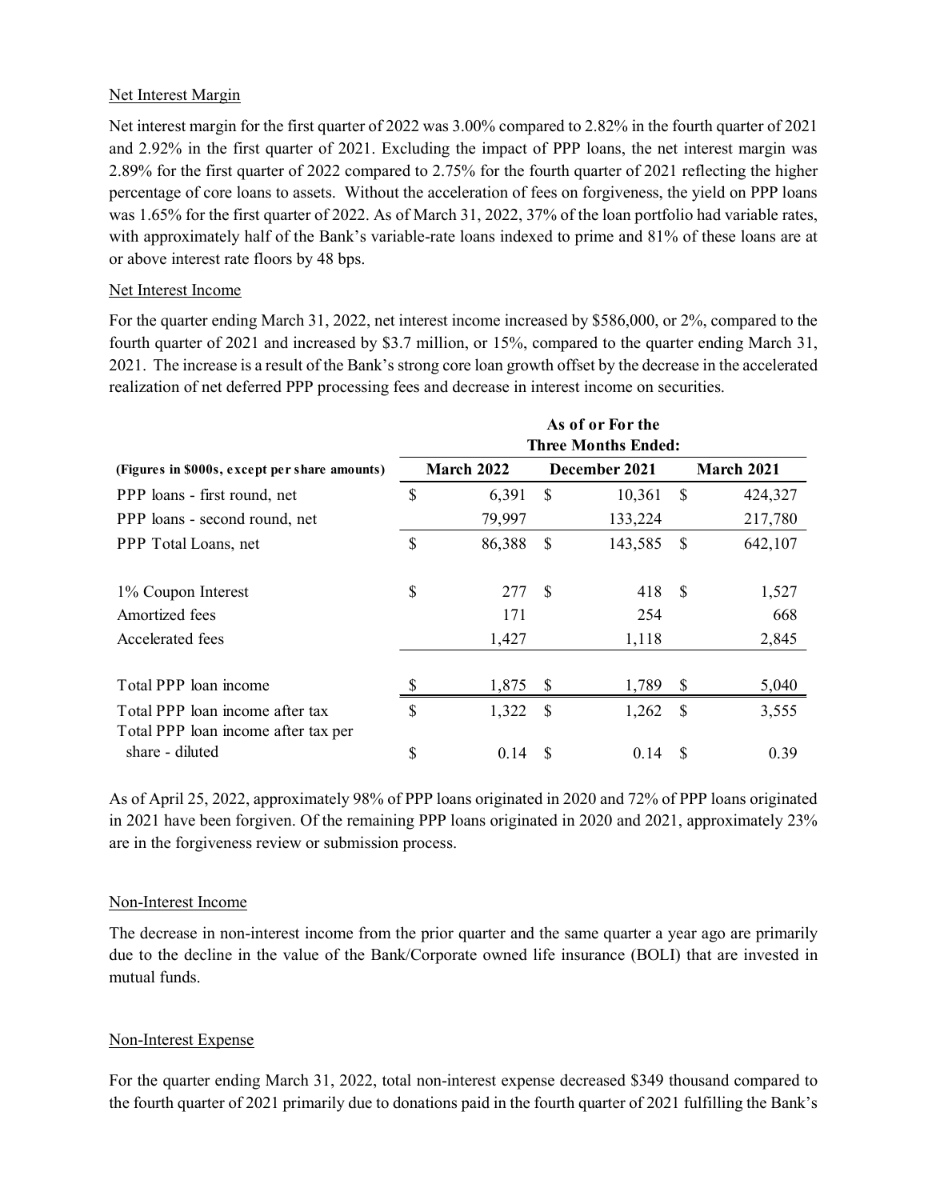Net Interest Margin

Net interest margin for the first quarter of 2022 was 3.00% compared to 2.82% in the fourth quarter of 2021 and 2.92% in the first quarter of 2021. Excluding the impact of PPP loans, the net interest margin was 2.89% for the first quarter of 2022 compared to 2.75% for the fourth quarter of 2021 reflecting the higher percentage of core loans to assets. Without the acceleration of fees on forgiveness, the yield on PPP loans was 1.65% for the first quarter of 2022. As of March 31, 2022, 37% of the loan portfolio had variable rates, with approximately half of the Bank's variable-rate loans indexed to prime and 81% of these loans are at or above interest rate floors by 48 bps.

Net Interest Income

For the quarter ending March 31, 2022, net interest income increased by $586,000, or 2%, compared to the fourth quarter of 2021 and increased by $3.7 million, or 15%, compared to the quarter ending March 31, 2021. The increase is a result of the Bank's strong core loan growth offset by the decrease in the accelerated realization of net deferred PPP processing fees and decrease in interest income on securities.

| | As of or For the Three Months Ended: | | |
|---|---|---|---|
| **(Figures in $000s, except per share amounts)** | **March 2022** | **December 2021** | **March 2021** |
| PPP loans - first round, net | $ 6,391 | $ 10,361 | $ 424,327 |
| PPP loans - second round, net | 79,997 | 133,224 | 217,780 |
| PPP Total Loans, net | $ 86,388 | $ 143,585 | $ 642,107 |
| | | | |
| 1% Coupon Interest | $ 277 | $ 418 | $ 1,527 |
| Amortized fees | 171 | 254 | 668 |
| Accelerated fees | 1,427 | 1,118 | 2,845 |
| | | | |
| Total PPP loan income | $ 1,875 | $ 1,789 | $ 5,040 |
| Total PPP loan income after tax | $ 1,322 | $ 1,262 | $ 3,555 |
| Total PPP loan income after tax per share - diluted | $ 0.14 | $ 0.14 | $ 0.39 |

As of April 25, 2022, approximately 98% of PPP loans originated in 2020 and 72% of PPP loans originated in 2021 have been forgiven. Of the remaining PPP loans originated in 2020 and 2021, approximately 23% are in the forgiveness review or submission process.

Non-Interest Income

The decrease in non-interest income from the prior quarter and the same quarter a year ago are primarily due to the decline in the value of the Bank/Corporate owned life insurance (BOLI) that are invested in mutual funds.

Non-Interest Expense

For the quarter ending March 31, 2022, total non-interest expense decreased $349 thousand compared to the fourth quarter of 2021 primarily due to donations paid in the fourth quarter of 2021 fulfilling the Bank's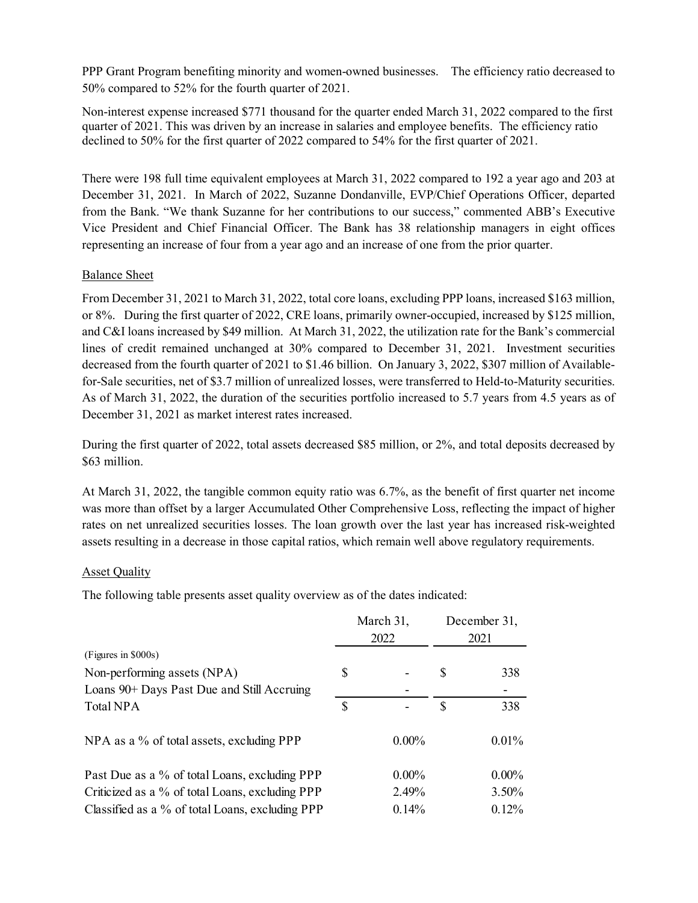PPP Grant Program benefiting minority and women-owned businesses. The efficiency ratio decreased to 50% compared to 52% for the fourth quarter of 2021.

Non-interest expense increased $771 thousand for the quarter ended March 31, 2022 compared to the first quarter of 2021. This was driven by an increase in salaries and employee benefits. The efficiency ratio declined to 50% for the first quarter of 2022 compared to 54% for the first quarter of 2021.

There were 198 full time equivalent employees at March 31, 2022 compared to 192 a year ago and 203 at December 31, 2021. In March of 2022, Suzanne Dondanville, EVP/Chief Operations Officer, departed from the Bank. "We thank Suzanne for her contributions to our success," commented ABB's Executive Vice President and Chief Financial Officer. The Bank has 38 relationship managers in eight offices representing an increase of four from a year ago and an increase of one from the prior quarter.

Balance Sheet

From December 31, 2021 to March 31, 2022, total core loans, excluding PPP loans, increased $163 million, or 8%. During the first quarter of 2022, CRE loans, primarily owner-occupied, increased by $125 million, and C&I loans increased by $49 million. At March 31, 2022, the utilization rate for the Bank's commercial lines of credit remained unchanged at 30% compared to December 31, 2021. Investment securities decreased from the fourth quarter of 2021 to $1.46 billion. On January 3, 2022, $307 million of Available-for-Sale securities, net of $3.7 million of unrealized losses, were transferred to Held-to-Maturity securities. As of March 31, 2022, the duration of the securities portfolio increased to 5.7 years from 4.5 years as of December 31, 2021 as market interest rates increased.

During the first quarter of 2022, total assets decreased $85 million, or 2%, and total deposits decreased by $63 million.

At March 31, 2022, the tangible common equity ratio was 6.7%, as the benefit of first quarter net income was more than offset by a larger Accumulated Other Comprehensive Loss, reflecting the impact of higher rates on net unrealized securities losses. The loan growth over the last year has increased risk-weighted assets resulting in a decrease in those capital ratios, which remain well above regulatory requirements.

Asset Quality

The following table presents asset quality overview as of the dates indicated:

| (Figures in $000s) | March 31, 2022 | December 31, 2021 |
|---|---|---|
| Non-performing assets (NPA) | $ - | $ 338 |
| Loans 90+ Days Past Due and Still Accruing | - | - |
| Total NPA | $ - | $ 338 |
| NPA as a % of total assets, excluding PPP | 0.00% | 0.01% |
| Past Due as a % of total Loans, excluding PPP | 0.00% | 0.00% |
| Criticized as a % of total Loans, excluding PPP | 2.49% | 3.50% |
| Classified as a % of total Loans, excluding PPP | 0.14% | 0.12% |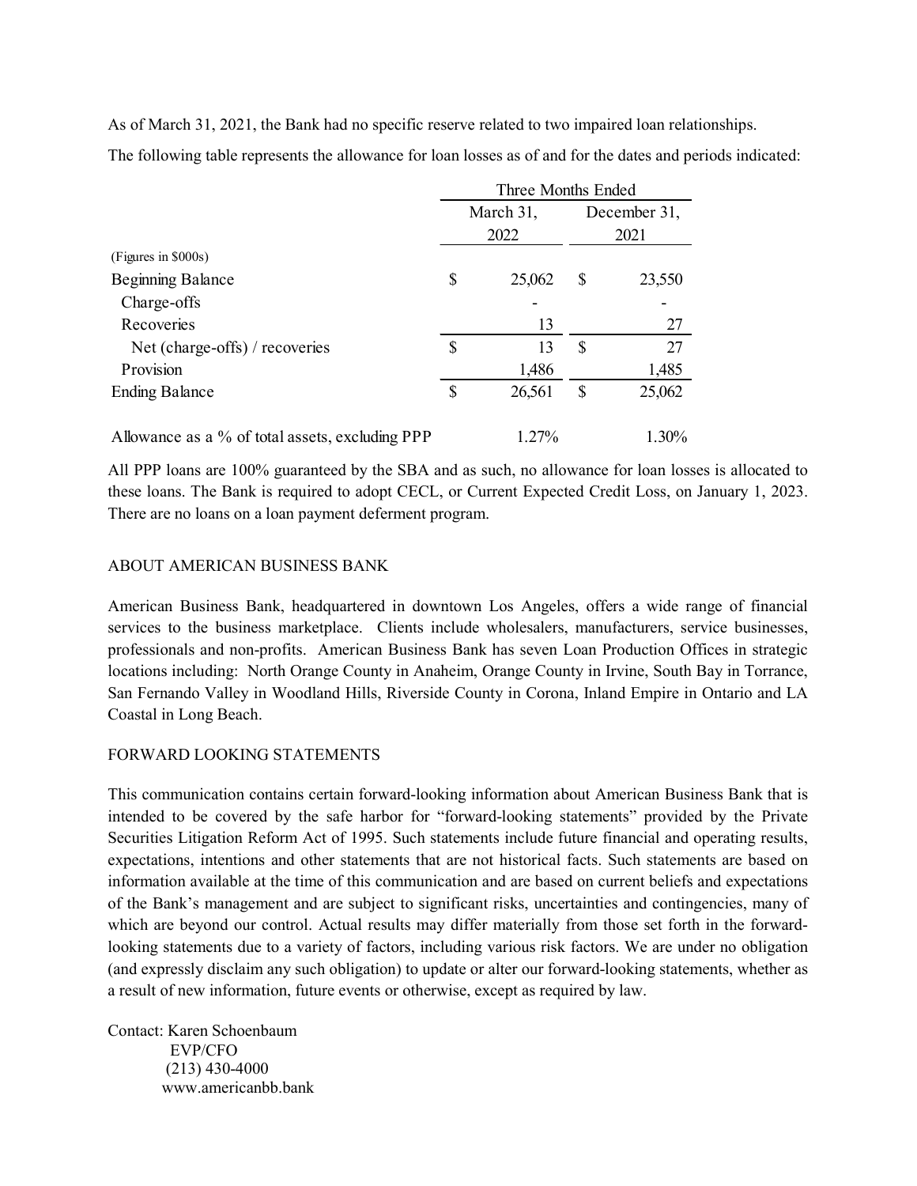As of March 31, 2021, the Bank had no specific reserve related to two impaired loan relationships.

The following table represents the allowance for loan losses as of and for the dates and periods indicated:

| | Three Months Ended | |
|---|---|---|
| | March 31, 2022 | December 31, 2021 |
| (Figures in $000s) | | |
| Beginning Balance | $ 25,062 | $ 23,550 |
| Charge-offs | - | - |
| Recoveries | 13 | 27 |
| Net (charge-offs) / recoveries | $ 13 | $ 27 |
| Provision | 1,486 | 1,485 |
| Ending Balance | $ 26,561 | $ 25,062 |
| Allowance as a % of total assets, excluding PPP | 1.27% | 1.30% |

All PPP loans are 100% guaranteed by the SBA and as such, no allowance for loan losses is allocated to these loans. The Bank is required to adopt CECL, or Current Expected Credit Loss, on January 1, 2023. There are no loans on a loan payment deferment program.

## ABOUT AMERICAN BUSINESS BANK

American Business Bank, headquartered in downtown Los Angeles, offers a wide range of financial services to the business marketplace. Clients include wholesalers, manufacturers, service businesses, professionals and non-profits. American Business Bank has seven Loan Production Offices in strategic locations including: North Orange County in Anaheim, Orange County in Irvine, South Bay in Torrance, San Fernando Valley in Woodland Hills, Riverside County in Corona, Inland Empire in Ontario and LA Coastal in Long Beach.

## FORWARD LOOKING STATEMENTS

This communication contains certain forward-looking information about American Business Bank that is intended to be covered by the safe harbor for "forward-looking statements" provided by the Private Securities Litigation Reform Act of 1995. Such statements include future financial and operating results, expectations, intentions and other statements that are not historical facts. Such statements are based on information available at the time of this communication and are based on current beliefs and expectations of the Bank's management and are subject to significant risks, uncertainties and contingencies, many of which are beyond our control. Actual results may differ materially from those set forth in the forward-looking statements due to a variety of factors, including various risk factors. We are under no obligation (and expressly disclaim any such obligation) to update or alter our forward-looking statements, whether as a result of new information, future events or otherwise, except as required by law.

Contact: Karen Schoenbaum
EVP/CFO
(213) 430-4000
www.americanbb.bank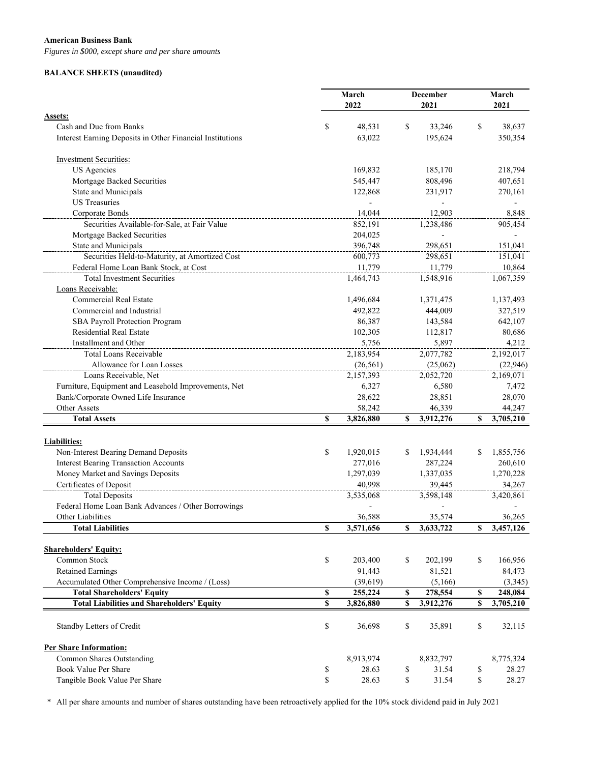**American Business Bank**

*Figures in $000, except share and per share amounts*

**BALANCE SHEETS (unaudited)**

| | March 2022 | December 2021 | March 2021 |
|---|---|---|---|
| **Assets:** | | | |
| Cash and Due from Banks | $ 48,531 | $ 33,246 | $ 38,637 |
| Interest Earning Deposits in Other Financial Institutions | 63,022 | 195,624 | 350,354 |
| Investment Securities: | | | |
| US Agencies | 169,832 | 185,170 | 218,794 |
| Mortgage Backed Securities | 545,447 | 808,496 | 407,651 |
| State and Municipals | 122,868 | 231,917 | 270,161 |
| US Treasuries | - | - | - |
| Corporate Bonds | 14,044 | 12,903 | 8,848 |
| Securities Available-for-Sale, at Fair Value | 852,191 | 1,238,486 | 905,454 |
| Mortgage Backed Securities | 204,025 | - | - |
| State and Municipals | 396,748 | 298,651 | 151,041 |
| Securities Held-to-Maturity, at Amortized Cost | 600,773 | 298,651 | 151,041 |
| Federal Home Loan Bank Stock, at Cost | 11,779 | 11,779 | 10,864 |
| Total Investment Securities | 1,464,743 | 1,548,916 | 1,067,359 |
| Loans Receivable: | | | |
| Commercial Real Estate | 1,496,684 | 1,371,475 | 1,137,493 |
| Commercial and Industrial | 492,822 | 444,009 | 327,519 |
| SBA Payroll Protection Program | 86,387 | 143,584 | 642,107 |
| Residential Real Estate | 102,305 | 112,817 | 80,686 |
| Installment and Other | 5,756 | 5,897 | 4,212 |
| Total Loans Receivable | 2,183,954 | 2,077,782 | 2,192,017 |
| Allowance for Loan Losses | (26,561) | (25,062) | (22,946) |
| Loans Receivable, Net | 2,157,393 | 2,052,720 | 2,169,071 |
| Furniture, Equipment and Leasehold Improvements, Net | 6,327 | 6,580 | 7,472 |
| Bank/Corporate Owned Life Insurance | 28,622 | 28,851 | 28,070 |
| Other Assets | 58,242 | 46,339 | 44,247 |
| **Total Assets** | **$ 3,826,880** | **$ 3,912,276** | **$ 3,705,210** |
| **Liabilities:** | | | |
| Non-Interest Bearing Demand Deposits | $ 1,920,015 | $ 1,934,444 | $ 1,855,756 |
| Interest Bearing Transaction Accounts | 277,016 | 287,224 | 260,610 |
| Money Market and Savings Deposits | 1,297,039 | 1,337,035 | 1,270,228 |
| Certificates of Deposit | 40,998 | 39,445 | 34,267 |
| Total Deposits | 3,535,068 | 3,598,148 | 3,420,861 |
| Federal Home Loan Bank Advances / Other Borrowings | - | - | - |
| Other Liabilities | 36,588 | 35,574 | 36,265 |
| **Total Liabilities** | **$ 3,571,656** | **$ 3,633,722** | **$ 3,457,126** |
| **Shareholders' Equity:** | | | |
| Common Stock | $ 203,400 | $ 202,199 | $ 166,956 |
| Retained Earnings | 91,443 | 81,521 | 84,473 |
| Accumulated Other Comprehensive Income / (Loss) | (39,619) | (5,166) | (3,345) |
| **Total Shareholders' Equity** | **$ 255,224** | **$ 278,554** | **$ 248,084** |
| **Total Liabilities and Shareholders' Equity** | **$ 3,826,880** | **$ 3,912,276** | **$ 3,705,210** |
| Standby Letters of Credit | $ 36,698 | $ 35,891 | $ 32,115 |
| **Per Share Information:** | | | |
| Common Shares Outstanding | 8,913,974 | 8,832,797 | 8,775,324 |
| Book Value Per Share | $ 28.63 | $ 31.54 | $ 28.27 |
| Tangible Book Value Per Share | $ 28.63 | $ 31.54 | $ 28.27 |

\* All per share amounts and number of shares outstanding have been retroactively applied for the 10% stock dividend paid in July 2021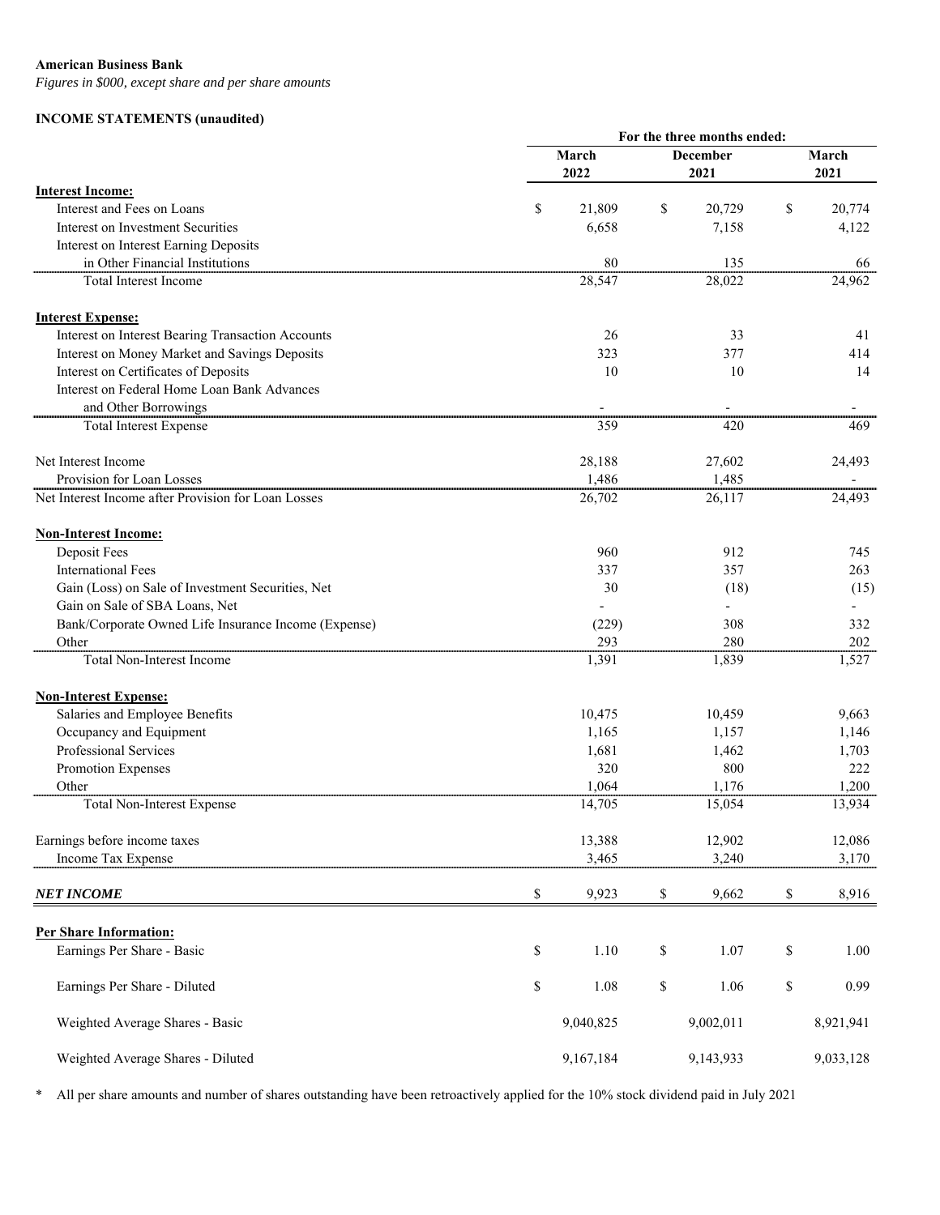**American Business Bank**

*Figures in $000, except share and per share amounts*

**INCOME STATEMENTS (unaudited)**

| | For the three months ended: | | |
|---|---|---|---|
| | **March 2022** | **December 2021** | **March 2021** |
| **Interest Income:** | | | |
| Interest and Fees on Loans | $ 21,809 | $ 20,729 | $ 20,774 |
| Interest on Investment Securities | 6,658 | 7,158 | 4,122 |
| Interest on Interest Earning Deposits in Other Financial Institutions | 80 | 135 | 66 |
| Total Interest Income | 28,547 | 28,022 | 24,962 |
| **Interest Expense:** | | | |
| Interest on Interest Bearing Transaction Accounts | 26 | 33 | 41 |
| Interest on Money Market and Savings Deposits | 323 | 377 | 414 |
| Interest on Certificates of Deposits | 10 | 10 | 14 |
| Interest on Federal Home Loan Bank Advances and Other Borrowings | - | - | - |
| Total Interest Expense | 359 | 420 | 469 |
| Net Interest Income | 28,188 | 27,602 | 24,493 |
| Provision for Loan Losses | 1,486 | 1,485 | - |
| Net Interest Income after Provision for Loan Losses | 26,702 | 26,117 | 24,493 |
| **Non-Interest Income:** | | | |
| Deposit Fees | 960 | 912 | 745 |
| International Fees | 337 | 357 | 263 |
| Gain (Loss) on Sale of Investment Securities, Net | 30 | (18) | (15) |
| Gain on Sale of SBA Loans, Net | - | - | - |
| Bank/Corporate Owned Life Insurance Income (Expense) | (229) | 308 | 332 |
| Other | 293 | 280 | 202 |
| Total Non-Interest Income | 1,391 | 1,839 | 1,527 |
| **Non-Interest Expense:** | | | |
| Salaries and Employee Benefits | 10,475 | 10,459 | 9,663 |
| Occupancy and Equipment | 1,165 | 1,157 | 1,146 |
| Professional Services | 1,681 | 1,462 | 1,703 |
| Promotion Expenses | 320 | 800 | 222 |
| Other | 1,064 | 1,176 | 1,200 |
| Total Non-Interest Expense | 14,705 | 15,054 | 13,934 |
| Earnings before income taxes | 13,388 | 12,902 | 12,086 |
| Income Tax Expense | 3,465 | 3,240 | 3,170 |
| ***NET INCOME*** | $ 9,923 | $ 9,662 | $ 8,916 |
| **Per Share Information:** | | | |
| Earnings Per Share - Basic | $ 1.10 | $ 1.07 | $ 1.00 |
| Earnings Per Share - Diluted | $ 1.08 | $ 1.06 | $ 0.99 |
| Weighted Average Shares - Basic | 9,040,825 | 9,002,011 | 8,921,941 |
| Weighted Average Shares - Diluted | 9,167,184 | 9,143,933 | 9,033,128 |

\* All per share amounts and number of shares outstanding have been retroactively applied for the 10% stock dividend paid in July 2021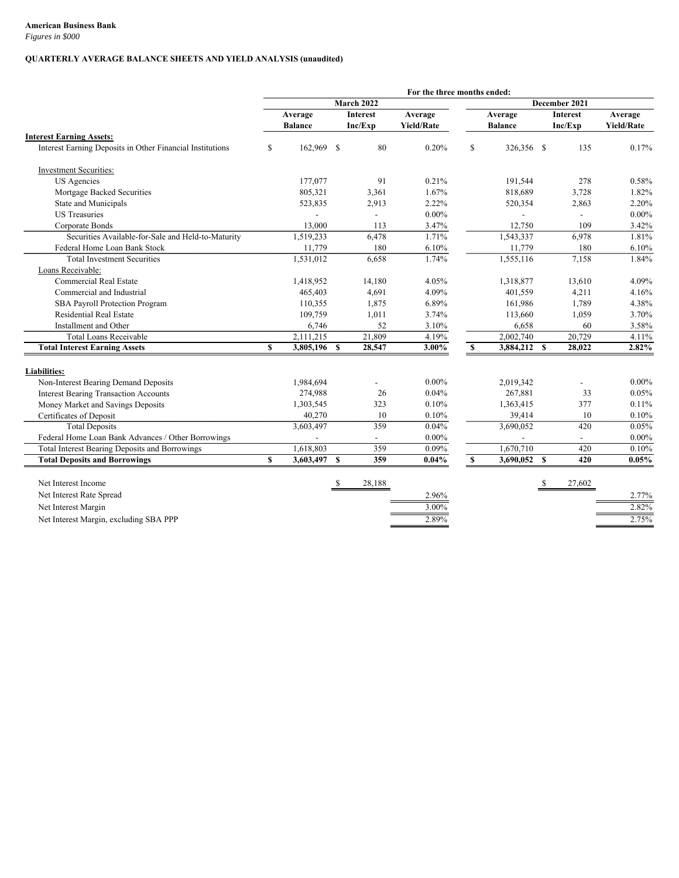**American Business Bank**
*Figures in $000*

**QUARTERLY AVERAGE BALANCE SHEETS AND YIELD ANALYSIS (unaudited)**

| | For the three months ended: | | | | | |
|---|---|---|---|---|---|---|
| | March 2022 | | | December 2021 | | |
| | Average Balance | Interest Inc/Exp | Average Yield/Rate | Average Balance | Interest Inc/Exp | Average Yield/Rate |
| **Interest Earning Assets:** | | | | | | |
| Interest Earning Deposits in Other Financial Institutions | $ 162,969 | $ 80 | 0.20% | $ 326,356 | $ 135 | 0.17% |
| Investment Securities: | | | | | | |
| US Agencies | 177,077 | 91 | 0.21% | 191,544 | 278 | 0.58% |
| Mortgage Backed Securities | 805,321 | 3,361 | 1.67% | 818,689 | 3,728 | 1.82% |
| State and Municipals | 523,835 | 2,913 | 2.22% | 520,354 | 2,863 | 2.20% |
| US Treasuries | - | - | 0.00% | - | - | 0.00% |
| Corporate Bonds | 13,000 | 113 | 3.47% | 12,750 | 109 | 3.42% |
| Securities Available-for-Sale and Held-to-Maturity | 1,519,233 | 6,478 | 1.71% | 1,543,337 | 6,978 | 1.81% |
| Federal Home Loan Bank Stock | 11,779 | 180 | 6.10% | 11,779 | 180 | 6.10% |
| Total Investment Securities | 1,531,012 | 6,658 | 1.74% | 1,555,116 | 7,158 | 1.84% |
| Loans Receivable: | | | | | | |
| Commercial Real Estate | 1,418,952 | 14,180 | 4.05% | 1,318,877 | 13,610 | 4.09% |
| Commercial and Industrial | 465,403 | 4,691 | 4.09% | 401,559 | 4,211 | 4.16% |
| SBA Payroll Protection Program | 110,355 | 1,875 | 6.89% | 161,986 | 1,789 | 4.38% |
| Residential Real Estate | 109,759 | 1,011 | 3.74% | 113,660 | 1,059 | 3.70% |
| Installment and Other | 6,746 | 52 | 3.10% | 6,658 | 60 | 3.58% |
| Total Loans Receivable | 2,111,215 | 21,809 | 4.19% | 2,002,740 | 20,729 | 4.11% |
| **Total Interest Earning Assets** | **$ 3,805,196** | **$ 28,547** | **3.00%** | **$ 3,884,212** | **$ 28,022** | **2.82%** |
| **Liabilities:** | | | | | | |
| Non-Interest Bearing Demand Deposits | 1,984,694 | - | 0.00% | 2,019,342 | - | 0.00% |
| Interest Bearing Transaction Accounts | 274,988 | 26 | 0.04% | 267,881 | 33 | 0.05% |
| Money Market and Savings Deposits | 1,303,545 | 323 | 0.10% | 1,363,415 | 377 | 0.11% |
| Certificates of Deposit | 40,270 | 10 | 0.10% | 39,414 | 10 | 0.10% |
| Total Deposits | 3,603,497 | 359 | 0.04% | 3,690,052 | 420 | 0.05% |
| Federal Home Loan Bank Advances / Other Borrowings | - | - | 0.00% | - | - | 0.00% |
| Total Interest Bearing Deposits and Borrowings | 1,618,803 | 359 | 0.09% | 1,670,710 | 420 | 0.10% |
| **Total Deposits and Borrowings** | **$ 3,603,497** | **$ 359** | **0.04%** | **$ 3,690,052** | **$ 420** | **0.05%** |
| Net Interest Income | | $ 28,188 | | | $ 27,602 | |
| Net Interest Rate Spread | | | 2.96% | | | 2.77% |
| Net Interest Margin | | | 3.00% | | | 2.82% |
| Net Interest Margin, excluding SBA PPP | | | 2.89% | | | 2.75% |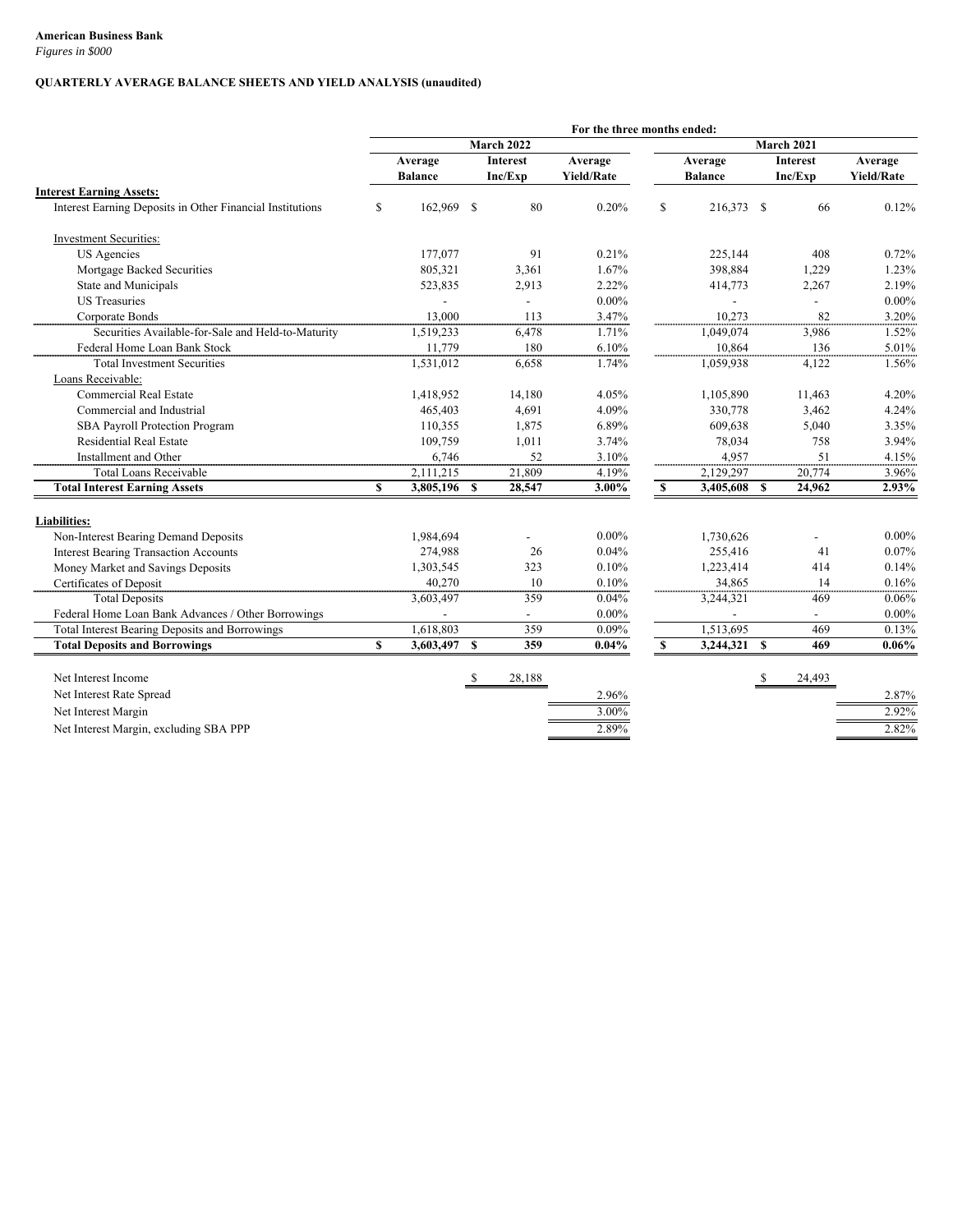**American Business Bank**
*Figures in $000*

**QUARTERLY AVERAGE BALANCE SHEETS AND YIELD ANALYSIS (unaudited)**

| | For the three months ended: | | | | | |
|---|---|---|---|---|---|---|
| | March 2022 | | | March 2021 | | |
| | Average Balance | Interest Inc/Exp | Average Yield/Rate | Average Balance | Interest Inc/Exp | Average Yield/Rate |
| **Interest Earning Assets:** | | | | | | |
| Interest Earning Deposits in Other Financial Institutions | $ 162,969 | $ 80 | 0.20% | $ 216,373 | $ 66 | 0.12% |
| Investment Securities: | | | | | | |
| US Agencies | 177,077 | 91 | 0.21% | 225,144 | 408 | 0.72% |
| Mortgage Backed Securities | 805,321 | 3,361 | 1.67% | 398,884 | 1,229 | 1.23% |
| State and Municipals | 523,835 | 2,913 | 2.22% | 414,773 | 2,267 | 2.19% |
| US Treasuries | - | - | 0.00% | - | - | 0.00% |
| Corporate Bonds | 13,000 | 113 | 3.47% | 10,273 | 82 | 3.20% |
| Securities Available-for-Sale and Held-to-Maturity | 1,519,233 | 6,478 | 1.71% | 1,049,074 | 3,986 | 1.52% |
| Federal Home Loan Bank Stock | 11,779 | 180 | 6.10% | 10,864 | 136 | 5.01% |
| Total Investment Securities | 1,531,012 | 6,658 | 1.74% | 1,059,938 | 4,122 | 1.56% |
| Loans Receivable: | | | | | | |
| Commercial Real Estate | 1,418,952 | 14,180 | 4.05% | 1,105,890 | 11,463 | 4.20% |
| Commercial and Industrial | 465,403 | 4,691 | 4.09% | 330,778 | 3,462 | 4.24% |
| SBA Payroll Protection Program | 110,355 | 1,875 | 6.89% | 609,638 | 5,040 | 3.35% |
| Residential Real Estate | 109,759 | 1,011 | 3.74% | 78,034 | 758 | 3.94% |
| Installment and Other | 6,746 | 52 | 3.10% | 4,957 | 51 | 4.15% |
| Total Loans Receivable | 2,111,215 | 21,809 | 4.19% | 2,129,297 | 20,774 | 3.96% |
| **Total Interest Earning Assets** | **$ 3,805,196** | **$ 28,547** | **3.00%** | **$ 3,405,608** | **$ 24,962** | **2.93%** |
| **Liabilities:** | | | | | | |
| Non-Interest Bearing Demand Deposits | 1,984,694 | - | 0.00% | 1,730,626 | - | 0.00% |
| Interest Bearing Transaction Accounts | 274,988 | 26 | 0.04% | 255,416 | 41 | 0.07% |
| Money Market and Savings Deposits | 1,303,545 | 323 | 0.10% | 1,223,414 | 414 | 0.14% |
| Certificates of Deposit | 40,270 | 10 | 0.10% | 34,865 | 14 | 0.16% |
| Total Deposits | 3,603,497 | 359 | 0.04% | 3,244,321 | 469 | 0.06% |
| Federal Home Loan Bank Advances / Other Borrowings | - | - | 0.00% | - | - | 0.00% |
| Total Interest Bearing Deposits and Borrowings | 1,618,803 | 359 | 0.09% | 1,513,695 | 469 | 0.13% |
| **Total Deposits and Borrowings** | **$ 3,603,497** | **$ 359** | **0.04%** | **$ 3,244,321** | **$ 469** | **0.06%** |
| Net Interest Income | | $ 28,188 | | | $ 24,493 | |
| Net Interest Rate Spread | | | 2.96% | | | 2.87% |
| Net Interest Margin | | | 3.00% | | | 2.92% |
| Net Interest Margin, excluding SBA PPP | | | 2.89% | | | 2.82% |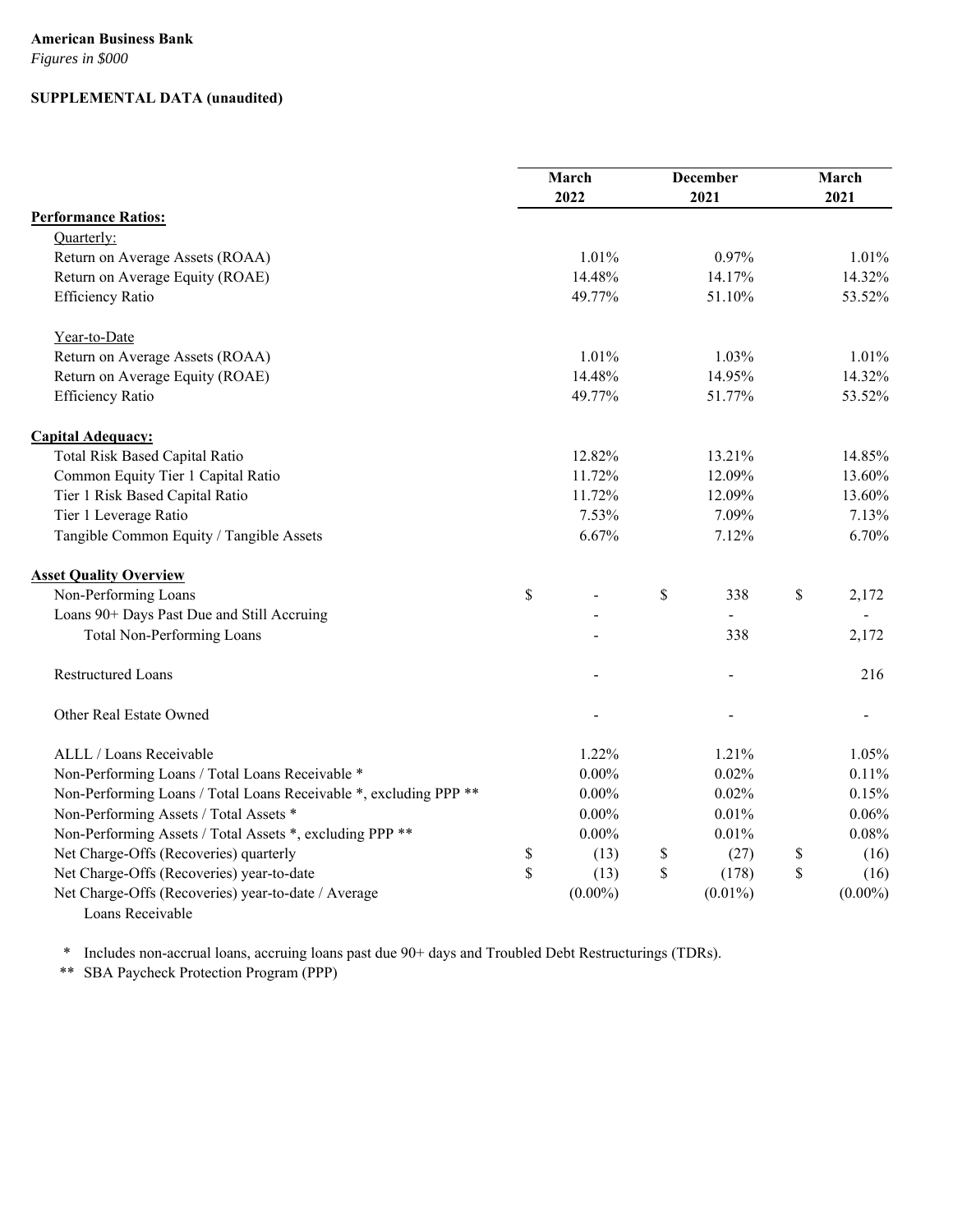**American Business Bank**
*Figures in $000*

**SUPPLEMENTAL DATA (unaudited)**

| | March 2022 | December 2021 | March 2021 |
|---|---|---|---|
| **Performance Ratios:** | | | |
| Quarterly: | | | |
| Return on Average Assets (ROAA) | 1.01% | 0.97% | 1.01% |
| Return on Average Equity (ROAE) | 14.48% | 14.17% | 14.32% |
| Efficiency Ratio | 49.77% | 51.10% | 53.52% |
| Year-to-Date | | | |
| Return on Average Assets (ROAA) | 1.01% | 1.03% | 1.01% |
| Return on Average Equity (ROAE) | 14.48% | 14.95% | 14.32% |
| Efficiency Ratio | 49.77% | 51.77% | 53.52% |
| **Capital Adequacy:** | | | |
| Total Risk Based Capital Ratio | 12.82% | 13.21% | 14.85% |
| Common Equity Tier 1 Capital Ratio | 11.72% | 12.09% | 13.60% |
| Tier 1 Risk Based Capital Ratio | 11.72% | 12.09% | 13.60% |
| Tier 1 Leverage Ratio | 7.53% | 7.09% | 7.13% |
| Tangible Common Equity / Tangible Assets | 6.67% | 7.12% | 6.70% |
| **Asset Quality Overview** | | | |
| Non-Performing Loans | $ - | $ 338 | $ 2,172 |
| Loans 90+ Days Past Due and Still Accruing | - | - | - |
| Total Non-Performing Loans | - | 338 | 2,172 |
| Restructured Loans | - | - | 216 |
| Other Real Estate Owned | - | - | - |
| ALLL / Loans Receivable | 1.22% | 1.21% | 1.05% |
| Non-Performing Loans / Total Loans Receivable * | 0.00% | 0.02% | 0.11% |
| Non-Performing Loans / Total Loans Receivable *, excluding PPP ** | 0.00% | 0.02% | 0.15% |
| Non-Performing Assets / Total Assets * | 0.00% | 0.01% | 0.06% |
| Non-Performing Assets / Total Assets *, excluding PPP ** | 0.00% | 0.01% | 0.08% |
| Net Charge-Offs (Recoveries) quarterly | $ (13) | $ (27) | $ (16) |
| Net Charge-Offs (Recoveries) year-to-date | $ (13) | $ (178) | $ (16) |
| Net Charge-Offs (Recoveries) year-to-date / Average Loans Receivable | (0.00%) | (0.01%) | (0.00%) |

\* Includes non-accrual loans, accruing loans past due 90+ days and Troubled Debt Restructurings (TDRs).

\** SBA Paycheck Protection Program (PPP)